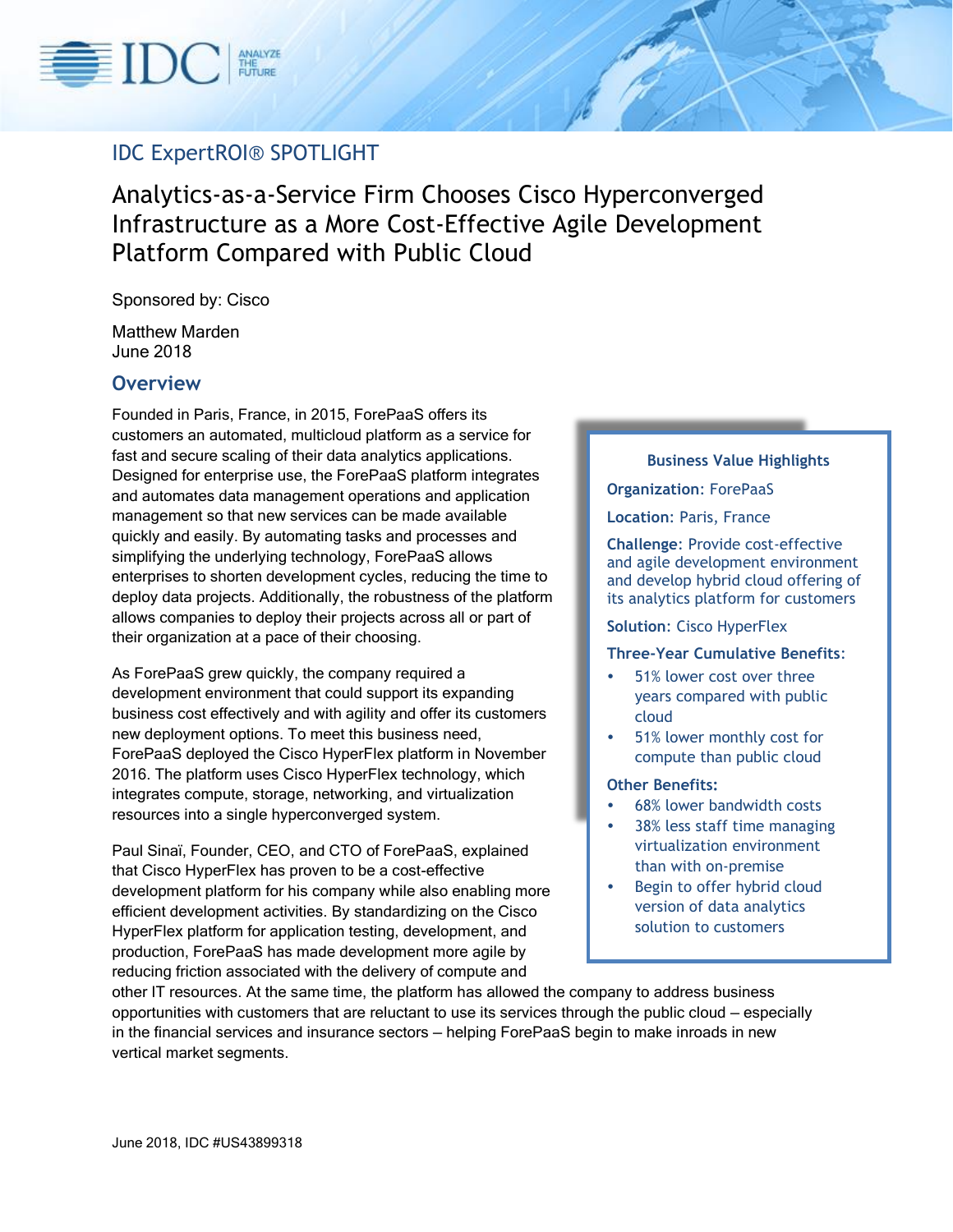IDC ExpertROI® SPOTLIGHT

# Analytics-as-a-Service Firm Chooses Cisco Hyperconverged Infrastructure as a More Cost-Effective Agile Development Platform Compared with Public Cloud

Sponsored by: Cisco

Matthew Marden
June 2018

## Overview

Founded in Paris, France, in 2015, ForePaaS offers its customers an automated, multicloud platform as a service for fast and secure scaling of their data analytics applications. Designed for enterprise use, the ForePaaS platform integrates and automates data management operations and application management so that new services can be made available quickly and easily. By automating tasks and processes and simplifying the underlying technology, ForePaaS allows enterprises to shorten development cycles, reducing the time to deploy data projects. Additionally, the robustness of the platform allows companies to deploy their projects across all or part of their organization at a pace of their choosing.

As ForePaaS grew quickly, the company required a development environment that could support its expanding business cost effectively and with agility and offer its customers new deployment options. To meet this business need, ForePaaS deployed the Cisco HyperFlex platform in November 2016. The platform uses Cisco HyperFlex technology, which integrates compute, storage, networking, and virtualization resources into a single hyperconverged system.

Paul Sinaï, Founder, CEO, and CTO of ForePaaS, explained that Cisco HyperFlex has proven to be a cost-effective development platform for his company while also enabling more efficient development activities. By standardizing on the Cisco HyperFlex platform for application testing, development, and production, ForePaaS has made development more agile by reducing friction associated with the delivery of compute and other IT resources. At the same time, the platform has allowed the company to address business opportunities with customers that are reluctant to use its services through the public cloud – especially in the financial services and insurance sectors – helping ForePaaS begin to make inroads in new vertical market segments.

**Business Value Highlights**

**Organization:** ForePaaS

**Location:** Paris, France

**Challenge:** Provide cost-effective and agile development environment and develop hybrid cloud offering of its analytics platform for customers

**Solution:** Cisco HyperFlex

**Three-Year Cumulative Benefits:**

- 51% lower cost over three years compared with public cloud
- 51% lower monthly cost for compute than public cloud

**Other Benefits:**

- 68% lower bandwidth costs
- 38% less staff time managing virtualization environment than with on-premise
- Begin to offer hybrid cloud version of data analytics solution to customers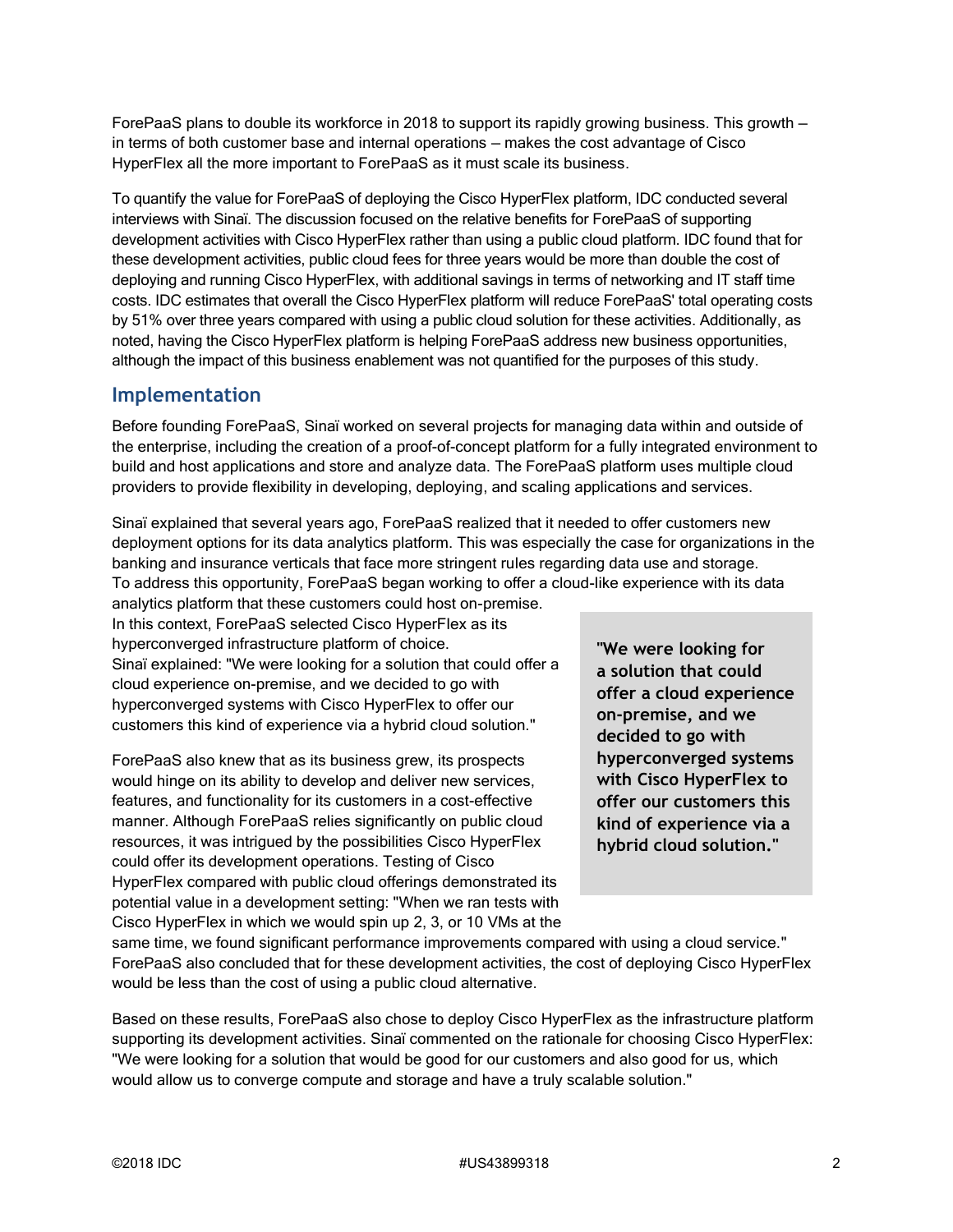ForePaaS plans to double its workforce in 2018 to support its rapidly growing business. This growth — in terms of both customer base and internal operations — makes the cost advantage of Cisco HyperFlex all the more important to ForePaaS as it must scale its business.

To quantify the value for ForePaaS of deploying the Cisco HyperFlex platform, IDC conducted several interviews with Sinaï. The discussion focused on the relative benefits for ForePaaS of supporting development activities with Cisco HyperFlex rather than using a public cloud platform. IDC found that for these development activities, public cloud fees for three years would be more than double the cost of deploying and running Cisco HyperFlex, with additional savings in terms of networking and IT staff time costs. IDC estimates that overall the Cisco HyperFlex platform will reduce ForePaaS' total operating costs by 51% over three years compared with using a public cloud solution for these activities. Additionally, as noted, having the Cisco HyperFlex platform is helping ForePaaS address new business opportunities, although the impact of this business enablement was not quantified for the purposes of this study.

## Implementation

Before founding ForePaaS, Sinaï worked on several projects for managing data within and outside of the enterprise, including the creation of a proof-of-concept platform for a fully integrated environment to build and host applications and store and analyze data. The ForePaaS platform uses multiple cloud providers to provide flexibility in developing, deploying, and scaling applications and services.

Sinaï explained that several years ago, ForePaaS realized that it needed to offer customers new deployment options for its data analytics platform. This was especially the case for organizations in the banking and insurance verticals that face more stringent rules regarding data use and storage. To address this opportunity, ForePaaS began working to offer a cloud-like experience with its data analytics platform that these customers could host on-premise. In this context, ForePaaS selected Cisco HyperFlex as its hyperconverged infrastructure platform of choice. Sinaï explained: "We were looking for a solution that could offer a cloud experience on-premise, and we decided to go with hyperconverged systems with Cisco HyperFlex to offer our customers this kind of experience via a hybrid cloud solution."

> **"We were looking for a solution that could offer a cloud experience on-premise, and we decided to go with hyperconverged systems with Cisco HyperFlex to offer our customers this kind of experience via a hybrid cloud solution."**

ForePaaS also knew that as its business grew, its prospects would hinge on its ability to develop and deliver new services, features, and functionality for its customers in a cost-effective manner. Although ForePaaS relies significantly on public cloud resources, it was intrigued by the possibilities Cisco HyperFlex could offer its development operations. Testing of Cisco HyperFlex compared with public cloud offerings demonstrated its potential value in a development setting: "When we ran tests with Cisco HyperFlex in which we would spin up 2, 3, or 10 VMs at the same time, we found significant performance improvements compared with using a cloud service." ForePaaS also concluded that for these development activities, the cost of deploying Cisco HyperFlex would be less than the cost of using a public cloud alternative.

Based on these results, ForePaaS also chose to deploy Cisco HyperFlex as the infrastructure platform supporting its development activities. Sinaï commented on the rationale for choosing Cisco HyperFlex: "We were looking for a solution that would be good for our customers and also good for us, which would allow us to converge compute and storage and have a truly scalable solution."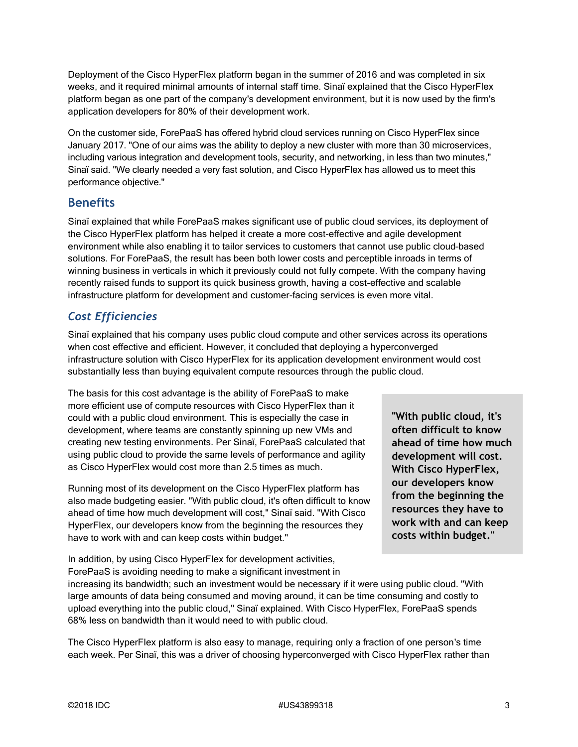Deployment of the Cisco HyperFlex platform began in the summer of 2016 and was completed in six weeks, and it required minimal amounts of internal staff time. Sinaï explained that the Cisco HyperFlex platform began as one part of the company's development environment, but it is now used by the firm's application developers for 80% of their development work.

On the customer side, ForePaaS has offered hybrid cloud services running on Cisco HyperFlex since January 2017. "One of our aims was the ability to deploy a new cluster with more than 30 microservices, including various integration and development tools, security, and networking, in less than two minutes," Sinaï said. "We clearly needed a very fast solution, and Cisco HyperFlex has allowed us to meet this performance objective."

## Benefits

Sinaï explained that while ForePaaS makes significant use of public cloud services, its deployment of the Cisco HyperFlex platform has helped it create a more cost-effective and agile development environment while also enabling it to tailor services to customers that cannot use public cloud-based solutions. For ForePaaS, the result has been both lower costs and perceptible inroads in terms of winning business in verticals in which it previously could not fully compete. With the company having recently raised funds to support its quick business growth, having a cost-effective and scalable infrastructure platform for development and customer-facing services is even more vital.

### *Cost Efficiencies*

Sinaï explained that his company uses public cloud compute and other services across its operations when cost effective and efficient. However, it concluded that deploying a hyperconverged infrastructure solution with Cisco HyperFlex for its application development environment would cost substantially less than buying equivalent compute resources through the public cloud.

The basis for this cost advantage is the ability of ForePaaS to make more efficient use of compute resources with Cisco HyperFlex than it could with a public cloud environment. This is especially the case in development, where teams are constantly spinning up new VMs and creating new testing environments. Per Sinaï, ForePaaS calculated that using public cloud to provide the same levels of performance and agility as Cisco HyperFlex would cost more than 2.5 times as much.

Running most of its development on the Cisco HyperFlex platform has also made budgeting easier. "With public cloud, it's often difficult to know ahead of time how much development will cost," Sinaï said. "With Cisco HyperFlex, our developers know from the beginning the resources they have to work with and can keep costs within budget."

> **"With public cloud, it's often difficult to know ahead of time how much development will cost. With Cisco HyperFlex, our developers know from the beginning the resources they have to work with and can keep costs within budget."**

In addition, by using Cisco HyperFlex for development activities, ForePaaS is avoiding needing to make a significant investment in increasing its bandwidth; such an investment would be necessary if it were using public cloud. "With large amounts of data being consumed and moving around, it can be time consuming and costly to upload everything into the public cloud," Sinaï explained. With Cisco HyperFlex, ForePaaS spends 68% less on bandwidth than it would need to with public cloud.

The Cisco HyperFlex platform is also easy to manage, requiring only a fraction of one person's time each week. Per Sinaï, this was a driver of choosing hyperconverged with Cisco HyperFlex rather than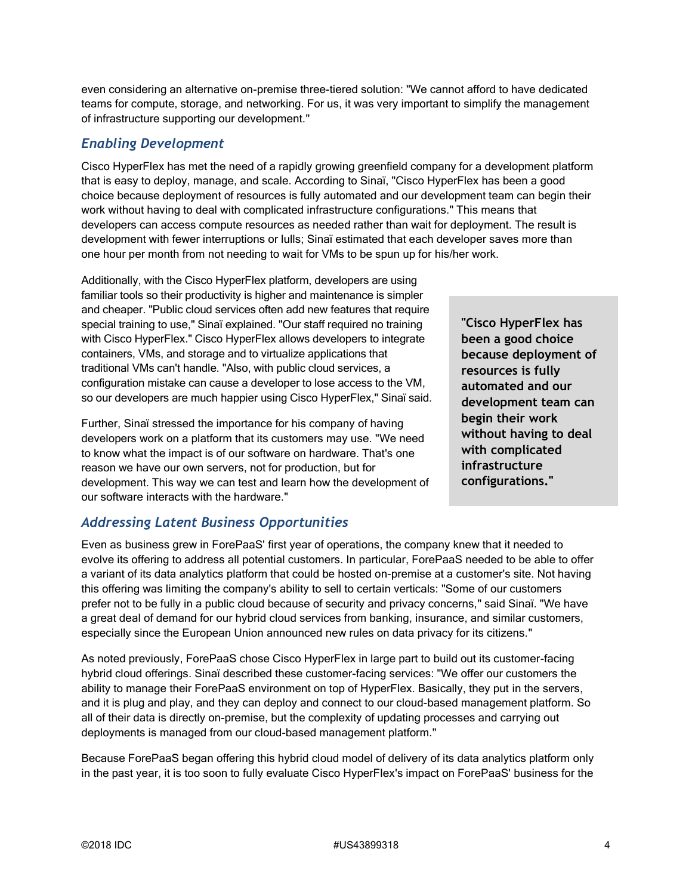even considering an alternative on-premise three-tiered solution: "We cannot afford to have dedicated teams for compute, storage, and networking. For us, it was very important to simplify the management of infrastructure supporting our development."

## *Enabling Development*

Cisco HyperFlex has met the need of a rapidly growing greenfield company for a development platform that is easy to deploy, manage, and scale. According to Sinaï, "Cisco HyperFlex has been a good choice because deployment of resources is fully automated and our development team can begin their work without having to deal with complicated infrastructure configurations." This means that developers can access compute resources as needed rather than wait for deployment. The result is development with fewer interruptions or lulls; Sinaï estimated that each developer saves more than one hour per month from not needing to wait for VMs to be spun up for his/her work.

Additionally, with the Cisco HyperFlex platform, developers are using familiar tools so their productivity is higher and maintenance is simpler and cheaper. "Public cloud services often add new features that require special training to use," Sinaï explained. "Our staff required no training with Cisco HyperFlex." Cisco HyperFlex allows developers to integrate containers, VMs, and storage and to virtualize applications that traditional VMs can't handle. "Also, with public cloud services, a configuration mistake can cause a developer to lose access to the VM, so our developers are much happier using Cisco HyperFlex," Sinaï said.

Further, Sinaï stressed the importance for his company of having developers work on a platform that its customers may use. "We need to know what the impact is of our software on hardware. That's one reason we have our own servers, not for production, but for development. This way we can test and learn how the development of our software interacts with the hardware."

> **"Cisco HyperFlex has been a good choice because deployment of resources is fully automated and our development team can begin their work without having to deal with complicated infrastructure configurations."**

## *Addressing Latent Business Opportunities*

Even as business grew in ForePaaS' first year of operations, the company knew that it needed to evolve its offering to address all potential customers. In particular, ForePaaS needed to be able to offer a variant of its data analytics platform that could be hosted on-premise at a customer's site. Not having this offering was limiting the company's ability to sell to certain verticals: "Some of our customers prefer not to be fully in a public cloud because of security and privacy concerns," said Sinaï. "We have a great deal of demand for our hybrid cloud services from banking, insurance, and similar customers, especially since the European Union announced new rules on data privacy for its citizens."

As noted previously, ForePaaS chose Cisco HyperFlex in large part to build out its customer-facing hybrid cloud offerings. Sinaï described these customer-facing services: "We offer our customers the ability to manage their ForePaaS environment on top of HyperFlex. Basically, they put in the servers, and it is plug and play, and they can deploy and connect to our cloud-based management platform. So all of their data is directly on-premise, but the complexity of updating processes and carrying out deployments is managed from our cloud-based management platform."

Because ForePaaS began offering this hybrid cloud model of delivery of its data analytics platform only in the past year, it is too soon to fully evaluate Cisco HyperFlex's impact on ForePaaS' business for the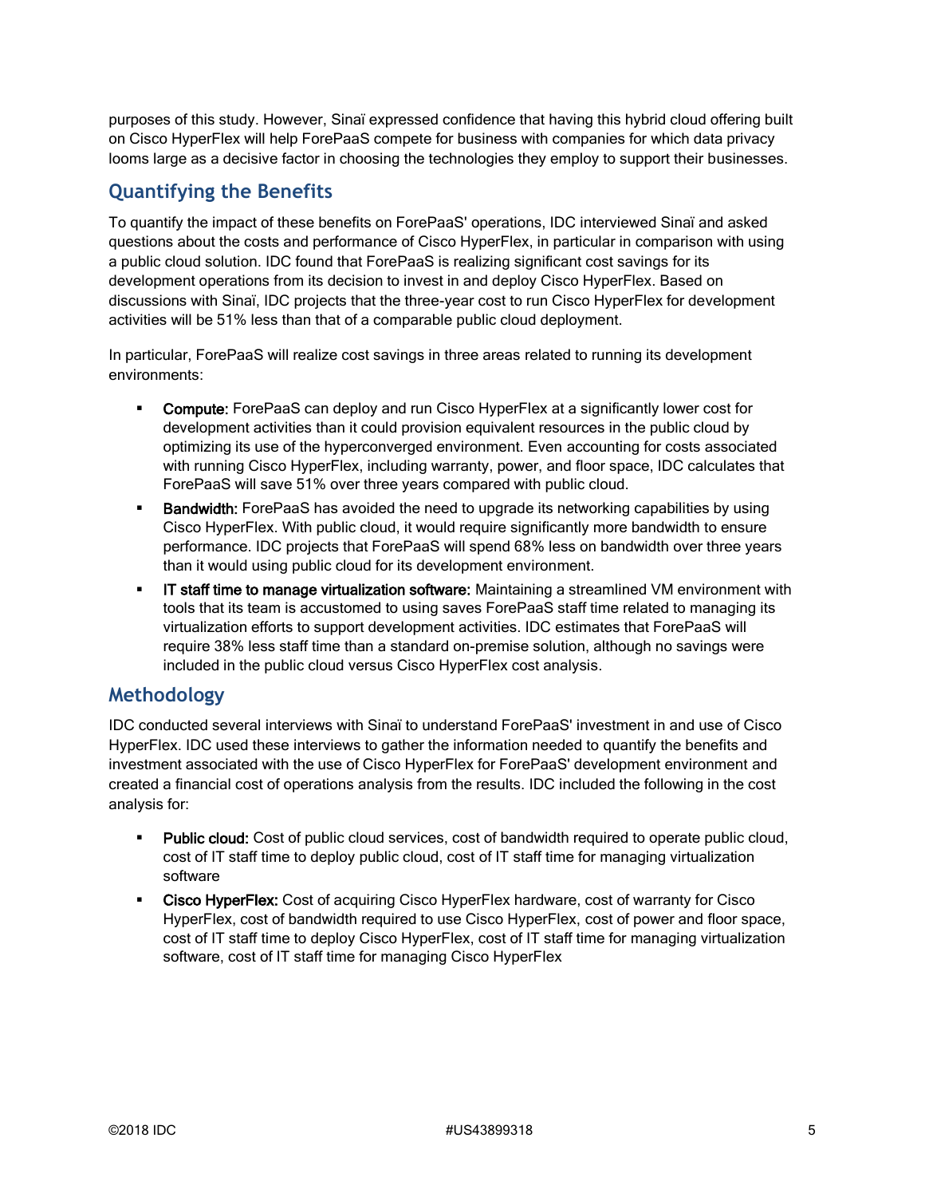purposes of this study. However, Sinaï expressed confidence that having this hybrid cloud offering built on Cisco HyperFlex will help ForePaaS compete for business with companies for which data privacy looms large as a decisive factor in choosing the technologies they employ to support their businesses.

## Quantifying the Benefits

To quantify the impact of these benefits on ForePaaS' operations, IDC interviewed Sinaï and asked questions about the costs and performance of Cisco HyperFlex, in particular in comparison with using a public cloud solution. IDC found that ForePaaS is realizing significant cost savings for its development operations from its decision to invest in and deploy Cisco HyperFlex. Based on discussions with Sinaï, IDC projects that the three-year cost to run Cisco HyperFlex for development activities will be 51% less than that of a comparable public cloud deployment.

In particular, ForePaaS will realize cost savings in three areas related to running its development environments:

- **Compute:** ForePaaS can deploy and run Cisco HyperFlex at a significantly lower cost for development activities than it could provision equivalent resources in the public cloud by optimizing its use of the hyperconverged environment. Even accounting for costs associated with running Cisco HyperFlex, including warranty, power, and floor space, IDC calculates that ForePaaS will save 51% over three years compared with public cloud.
- **Bandwidth:** ForePaaS has avoided the need to upgrade its networking capabilities by using Cisco HyperFlex. With public cloud, it would require significantly more bandwidth to ensure performance. IDC projects that ForePaaS will spend 68% less on bandwidth over three years than it would using public cloud for its development environment.
- **IT staff time to manage virtualization software:** Maintaining a streamlined VM environment with tools that its team is accustomed to using saves ForePaaS staff time related to managing its virtualization efforts to support development activities. IDC estimates that ForePaaS will require 38% less staff time than a standard on-premise solution, although no savings were included in the public cloud versus Cisco HyperFlex cost analysis.

## Methodology

IDC conducted several interviews with Sinaï to understand ForePaaS' investment in and use of Cisco HyperFlex. IDC used these interviews to gather the information needed to quantify the benefits and investment associated with the use of Cisco HyperFlex for ForePaaS' development environment and created a financial cost of operations analysis from the results. IDC included the following in the cost analysis for:

- **Public cloud:** Cost of public cloud services, cost of bandwidth required to operate public cloud, cost of IT staff time to deploy public cloud, cost of IT staff time for managing virtualization software
- **Cisco HyperFlex:** Cost of acquiring Cisco HyperFlex hardware, cost of warranty for Cisco HyperFlex, cost of bandwidth required to use Cisco HyperFlex, cost of power and floor space, cost of IT staff time to deploy Cisco HyperFlex, cost of IT staff time for managing virtualization software, cost of IT staff time for managing Cisco HyperFlex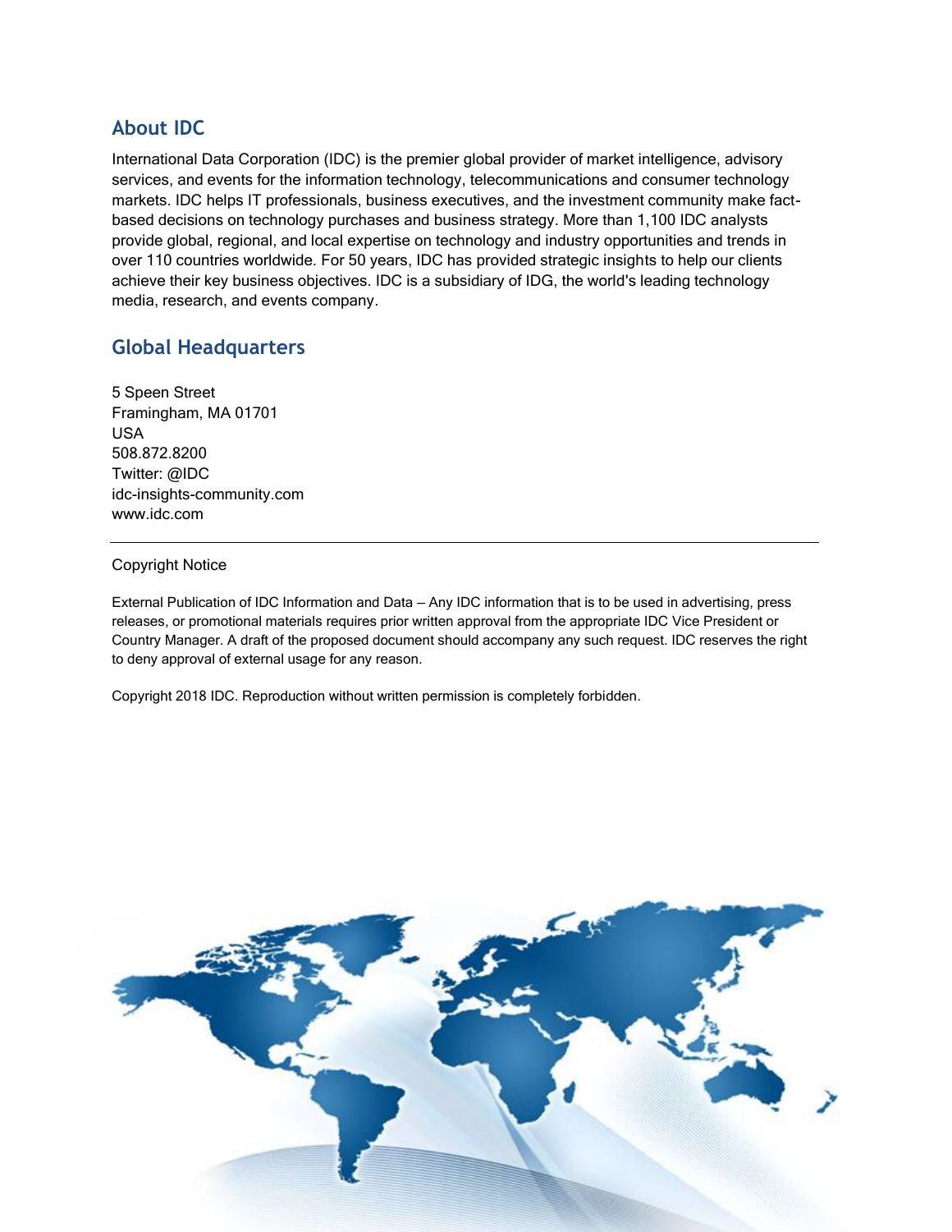## About IDC

International Data Corporation (IDC) is the premier global provider of market intelligence, advisory services, and events for the information technology, telecommunications and consumer technology markets. IDC helps IT professionals, business executives, and the investment community make fact-based decisions on technology purchases and business strategy. More than 1,100 IDC analysts provide global, regional, and local expertise on technology and industry opportunities and trends in over 110 countries worldwide. For 50 years, IDC has provided strategic insights to help our clients achieve their key business objectives. IDC is a subsidiary of IDG, the world's leading technology media, research, and events company.

## Global Headquarters

5 Speen Street
Framingham, MA 01701
USA
508.872.8200
Twitter: @IDC
idc-insights-community.com
www.idc.com

---

Copyright Notice

External Publication of IDC Information and Data — Any IDC information that is to be used in advertising, press releases, or promotional materials requires prior written approval from the appropriate IDC Vice President or Country Manager. A draft of the proposed document should accompany any such request. IDC reserves the right to deny approval of external usage for any reason.

Copyright 2018 IDC. Reproduction without written permission is completely forbidden.